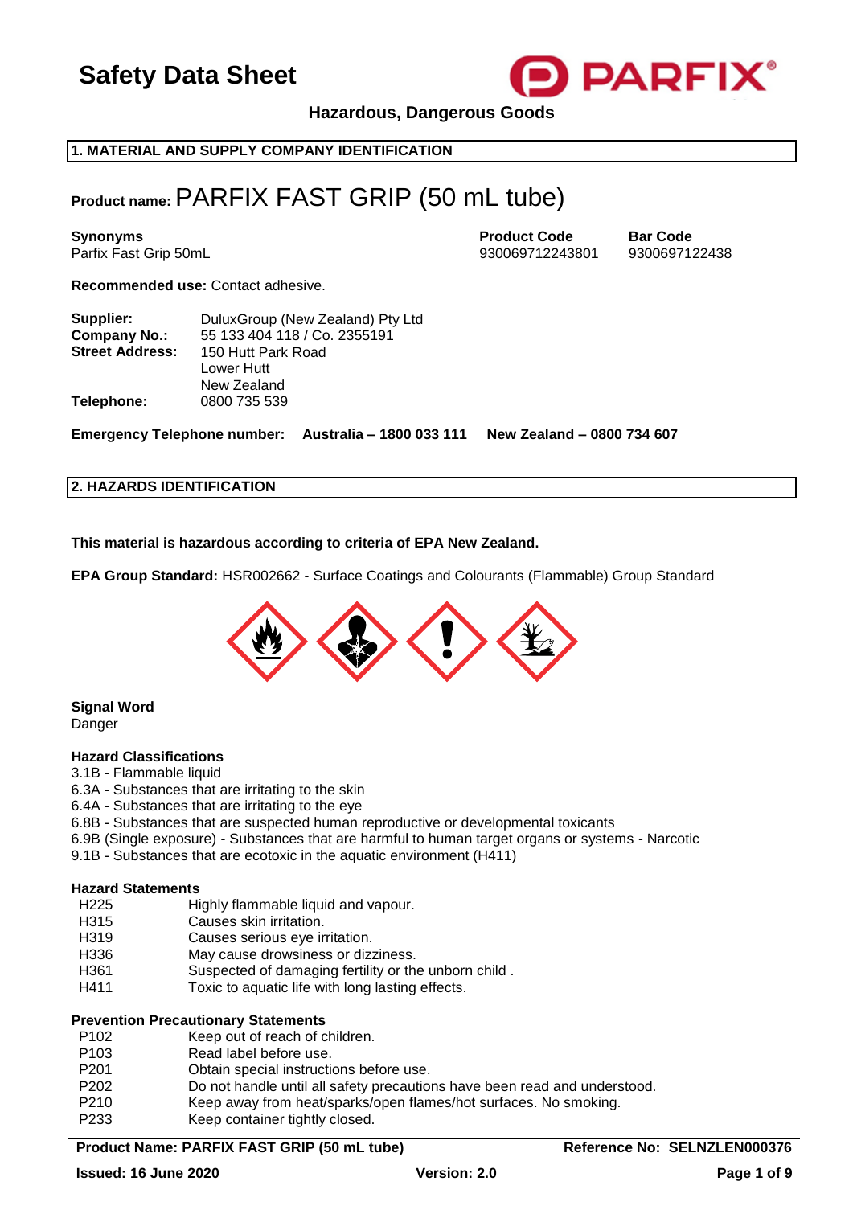# Safety Data Sheet

**Hazardous, Dangerous Goods**

## 1. MATERIAL AND SUPPLY COMPANY IDENTIFICATION

**Product name:** PARFIX FAST GRIP (50 mL tube)

| **Synonyms** | **Product Code** | **Bar Code** |
|---|---|---|
| Parfix Fast Grip 50mL | 930069712243801 | 9300697122438 |

**Recommended use:** Contact adhesive.

**Supplier:** DuluxGroup (New Zealand) Pty Ltd
**Company No.:** 55 133 404 118 / Co. 2355191
**Street Address:** 150 Hutt Park Road
Lower Hutt
New Zealand
**Telephone:** 0800 735 539

**Emergency Telephone number: Australia – 1800 033 111 New Zealand – 0800 734 607**

## 2. HAZARDS IDENTIFICATION

**This material is hazardous according to criteria of EPA New Zealand.**

**EPA Group Standard:** HSR002662 - Surface Coatings and Colourants (Flammable) Group Standard

**Signal Word**
Danger

**Hazard Classifications**
3.1B - Flammable liquid
6.3A - Substances that are irritating to the skin
6.4A - Substances that are irritating to the eye
6.8B - Substances that are suspected human reproductive or developmental toxicants
6.9B (Single exposure) - Substances that are harmful to human target organs or systems - Narcotic
9.1B - Substances that are ecotoxic in the aquatic environment (H411)

**Hazard Statements**

| | |
|---|---|
| H225 | Highly flammable liquid and vapour. |
| H315 | Causes skin irritation. |
| H319 | Causes serious eye irritation. |
| H336 | May cause drowsiness or dizziness. |
| H361 | Suspected of damaging fertility or the unborn child . |
| H411 | Toxic to aquatic life with long lasting effects. |

**Prevention Precautionary Statements**

| | |
|---|---|
| P102 | Keep out of reach of children. |
| P103 | Read label before use. |
| P201 | Obtain special instructions before use. |
| P202 | Do not handle until all safety precautions have been read and understood. |
| P210 | Keep away from heat/sparks/open flames/hot surfaces. No smoking. |
| P233 | Keep container tightly closed. |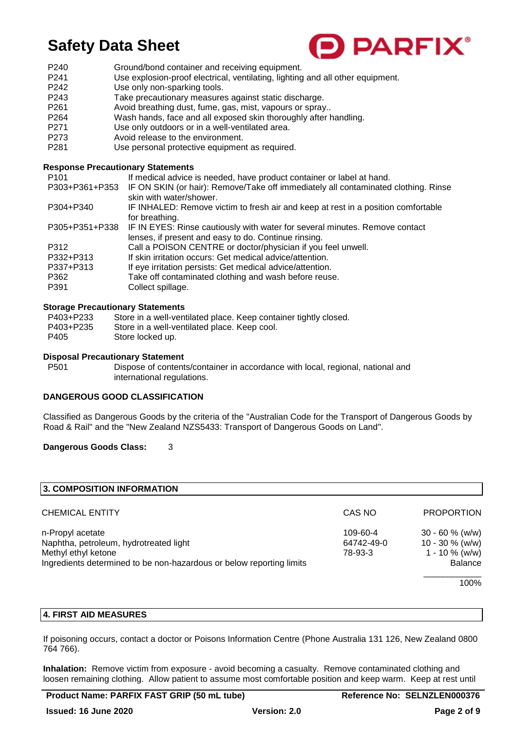| | |
|---|---|
| P240 | Ground/bond container and receiving equipment. |
| P241 | Use explosion-proof electrical, ventilating, lighting and all other equipment. |
| P242 | Use only non-sparking tools. |
| P243 | Take precautionary measures against static discharge. |
| P261 | Avoid breathing dust, fume, gas, mist, vapours or spray.. |
| P264 | Wash hands, face and all exposed skin thoroughly after handling. |
| P271 | Use only outdoors or in a well-ventilated area. |
| P273 | Avoid release to the environment. |
| P281 | Use personal protective equipment as required. |

**Response Precautionary Statements**

| | |
|---|---|
| P101 | If medical advice is needed, have product container or label at hand. |
| P303+P361+P353 | IF ON SKIN (or hair): Remove/Take off immediately all contaminated clothing. Rinse skin with water/shower. |
| P304+P340 | IF INHALED: Remove victim to fresh air and keep at rest in a position comfortable for breathing. |
| P305+P351+P338 | IF IN EYES: Rinse cautiously with water for several minutes. Remove contact lenses, if present and easy to do. Continue rinsing. |
| P312 | Call a POISON CENTRE or doctor/physician if you feel unwell. |
| P332+P313 | If skin irritation occurs: Get medical advice/attention. |
| P337+P313 | If eye irritation persists: Get medical advice/attention. |
| P362 | Take off contaminated clothing and wash before reuse. |
| P391 | Collect spillage. |

**Storage Precautionary Statements**

| | |
|---|---|
| P403+P233 | Store in a well-ventilated place. Keep container tightly closed. |
| P403+P235 | Store in a well-ventilated place. Keep cool. |
| P405 | Store locked up. |

**Disposal Precautionary Statement**

| | |
|---|---|
| P501 | Dispose of contents/container in accordance with local, regional, national and international regulations. |

**DANGEROUS GOOD CLASSIFICATION**

Classified as Dangerous Goods by the criteria of the "Australian Code for the Transport of Dangerous Goods by Road & Rail" and the "New Zealand NZS5433: Transport of Dangerous Goods on Land".

**Dangerous Goods Class:** 3

## 3. COMPOSITION INFORMATION

| CHEMICAL ENTITY | CAS NO | PROPORTION |
|---|---|---|
| n-Propyl acetate | 109-60-4 | 30 - 60 % (w/w) |
| Naphtha, petroleum, hydrotreated light | 64742-49-0 | 10 - 30 % (w/w) |
| Methyl ethyl ketone | 78-93-3 | 1 - 10 % (w/w) |
| Ingredients determined to be non-hazardous or below reporting limits | | Balance |
| | | 100% |

## 4. FIRST AID MEASURES

If poisoning occurs, contact a doctor or Poisons Information Centre (Phone Australia 131 126, New Zealand 0800 764 766).

**Inhalation:** Remove victim from exposure - avoid becoming a casualty. Remove contaminated clothing and loosen remaining clothing. Allow patient to assume most comfortable position and keep warm. Keep at rest until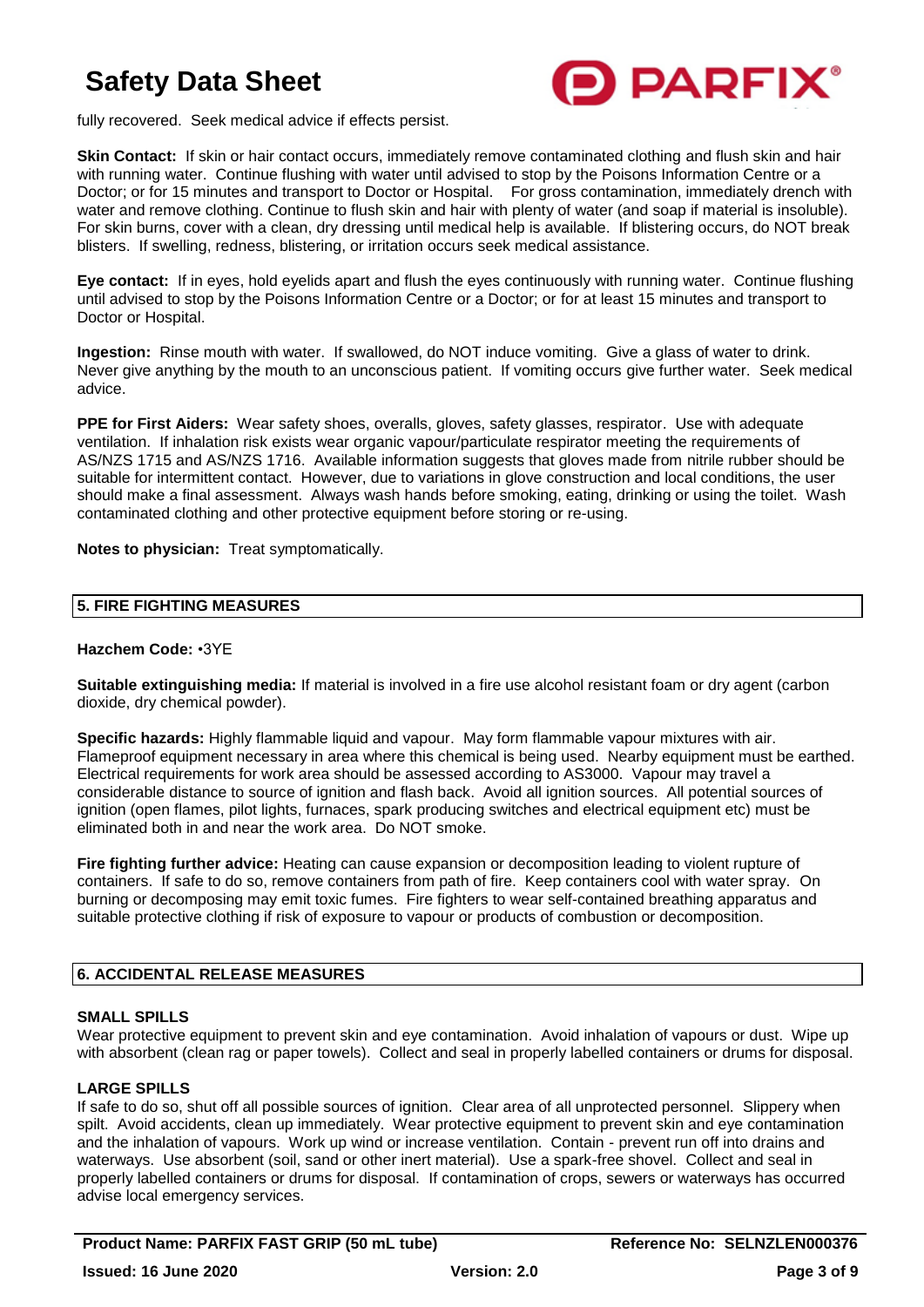fully recovered. Seek medical advice if effects persist.

**Skin Contact:** If skin or hair contact occurs, immediately remove contaminated clothing and flush skin and hair with running water. Continue flushing with water until advised to stop by the Poisons Information Centre or a Doctor; or for 15 minutes and transport to Doctor or Hospital. For gross contamination, immediately drench with water and remove clothing. Continue to flush skin and hair with plenty of water (and soap if material is insoluble). For skin burns, cover with a clean, dry dressing until medical help is available. If blistering occurs, do NOT break blisters. If swelling, redness, blistering, or irritation occurs seek medical assistance.

**Eye contact:** If in eyes, hold eyelids apart and flush the eyes continuously with running water. Continue flushing until advised to stop by the Poisons Information Centre or a Doctor; or for at least 15 minutes and transport to Doctor or Hospital.

**Ingestion:** Rinse mouth with water. If swallowed, do NOT induce vomiting. Give a glass of water to drink. Never give anything by the mouth to an unconscious patient. If vomiting occurs give further water. Seek medical advice.

**PPE for First Aiders:** Wear safety shoes, overalls, gloves, safety glasses, respirator. Use with adequate ventilation. If inhalation risk exists wear organic vapour/particulate respirator meeting the requirements of AS/NZS 1715 and AS/NZS 1716. Available information suggests that gloves made from nitrile rubber should be suitable for intermittent contact. However, due to variations in glove construction and local conditions, the user should make a final assessment. Always wash hands before smoking, eating, drinking or using the toilet. Wash contaminated clothing and other protective equipment before storing or re-using.

**Notes to physician:** Treat symptomatically.

## 5. FIRE FIGHTING MEASURES

**Hazchem Code:** •3YE

**Suitable extinguishing media:** If material is involved in a fire use alcohol resistant foam or dry agent (carbon dioxide, dry chemical powder).

**Specific hazards:** Highly flammable liquid and vapour. May form flammable vapour mixtures with air. Flameproof equipment necessary in area where this chemical is being used. Nearby equipment must be earthed. Electrical requirements for work area should be assessed according to AS3000. Vapour may travel a considerable distance to source of ignition and flash back. Avoid all ignition sources. All potential sources of ignition (open flames, pilot lights, furnaces, spark producing switches and electrical equipment etc) must be eliminated both in and near the work area. Do NOT smoke.

**Fire fighting further advice:** Heating can cause expansion or decomposition leading to violent rupture of containers. If safe to do so, remove containers from path of fire. Keep containers cool with water spray. On burning or decomposing may emit toxic fumes. Fire fighters to wear self-contained breathing apparatus and suitable protective clothing if risk of exposure to vapour or products of combustion or decomposition.

## 6. ACCIDENTAL RELEASE MEASURES

### SMALL SPILLS

Wear protective equipment to prevent skin and eye contamination. Avoid inhalation of vapours or dust. Wipe up with absorbent (clean rag or paper towels). Collect and seal in properly labelled containers or drums for disposal.

### LARGE SPILLS

If safe to do so, shut off all possible sources of ignition. Clear area of all unprotected personnel. Slippery when spilt. Avoid accidents, clean up immediately. Wear protective equipment to prevent skin and eye contamination and the inhalation of vapours. Work up wind or increase ventilation. Contain - prevent run off into drains and waterways. Use absorbent (soil, sand or other inert material). Use a spark-free shovel. Collect and seal in properly labelled containers or drums for disposal. If contamination of crops, sewers or waterways has occurred advise local emergency services.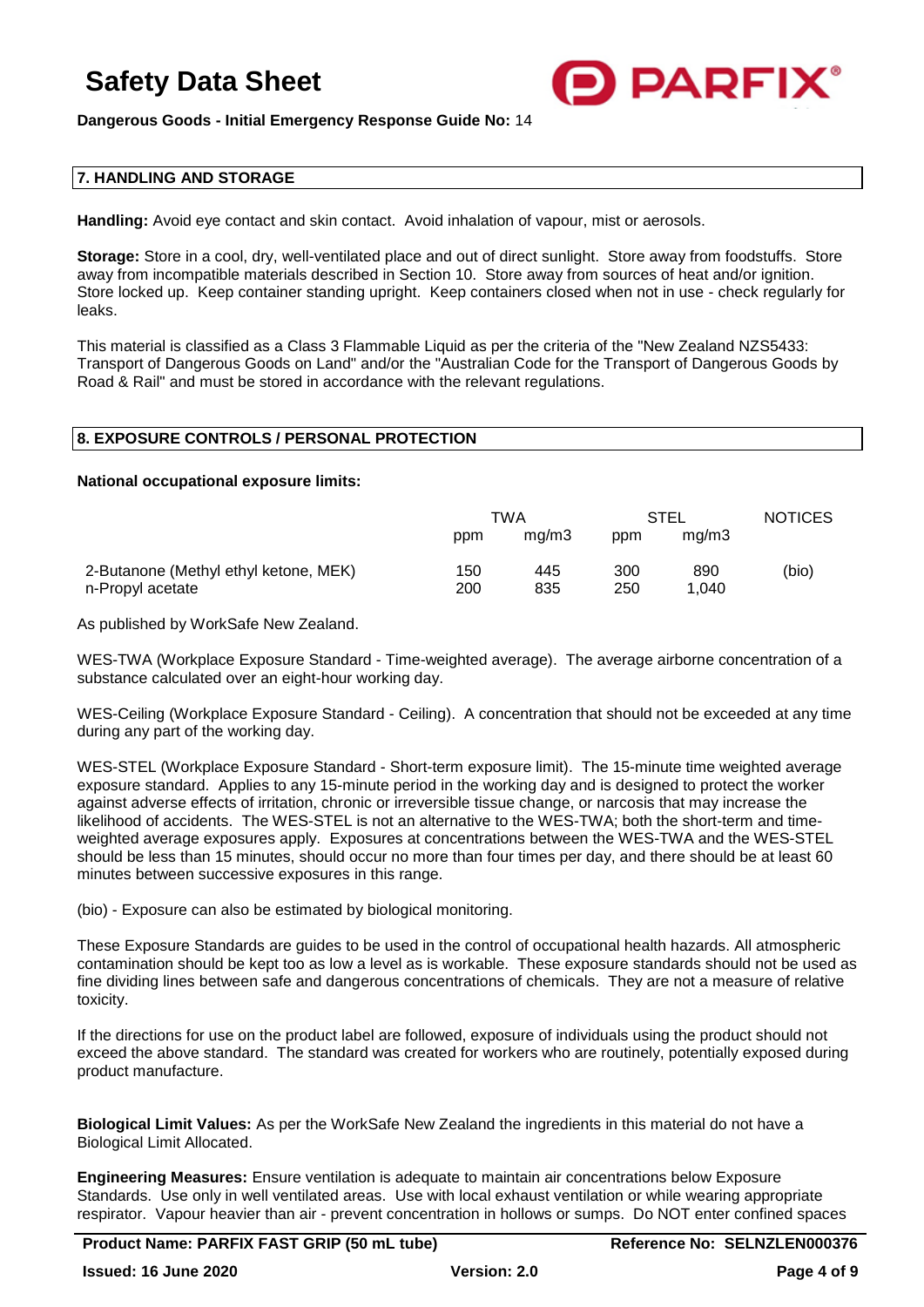**Dangerous Goods - Initial Emergency Response Guide No:** 14

## 7. HANDLING AND STORAGE

**Handling:** Avoid eye contact and skin contact. Avoid inhalation of vapour, mist or aerosols.

**Storage:** Store in a cool, dry, well-ventilated place and out of direct sunlight. Store away from foodstuffs. Store away from incompatible materials described in Section 10. Store away from sources of heat and/or ignition. Store locked up. Keep container standing upright. Keep containers closed when not in use - check regularly for leaks.

This material is classified as a Class 3 Flammable Liquid as per the criteria of the "New Zealand NZS5433: Transport of Dangerous Goods on Land" and/or the "Australian Code for the Transport of Dangerous Goods by Road & Rail" and must be stored in accordance with the relevant regulations.

## 8. EXPOSURE CONTROLS / PERSONAL PROTECTION

**National occupational exposure limits:**

| | TWA | | STEL | | NOTICES |
|---|---|---|---|---|---|
| | ppm | mg/m3 | ppm | mg/m3 | |
| 2-Butanone (Methyl ethyl ketone, MEK) | 150 | 445 | 300 | 890 | (bio) |
| n-Propyl acetate | 200 | 835 | 250 | 1,040 | |

As published by WorkSafe New Zealand.

WES-TWA (Workplace Exposure Standard - Time-weighted average). The average airborne concentration of a substance calculated over an eight-hour working day.

WES-Ceiling (Workplace Exposure Standard - Ceiling). A concentration that should not be exceeded at any time during any part of the working day.

WES-STEL (Workplace Exposure Standard - Short-term exposure limit). The 15-minute time weighted average exposure standard. Applies to any 15-minute period in the working day and is designed to protect the worker against adverse effects of irritation, chronic or irreversible tissue change, or narcosis that may increase the likelihood of accidents. The WES-STEL is not an alternative to the WES-TWA; both the short-term and time-weighted average exposures apply. Exposures at concentrations between the WES-TWA and the WES-STEL should be less than 15 minutes, should occur no more than four times per day, and there should be at least 60 minutes between successive exposures in this range.

(bio) - Exposure can also be estimated by biological monitoring.

These Exposure Standards are guides to be used in the control of occupational health hazards. All atmospheric contamination should be kept too as low a level as is workable. These exposure standards should not be used as fine dividing lines between safe and dangerous concentrations of chemicals. They are not a measure of relative toxicity.

If the directions for use on the product label are followed, exposure of individuals using the product should not exceed the above standard. The standard was created for workers who are routinely, potentially exposed during product manufacture.

**Biological Limit Values:** As per the WorkSafe New Zealand the ingredients in this material do not have a Biological Limit Allocated.

**Engineering Measures:** Ensure ventilation is adequate to maintain air concentrations below Exposure Standards. Use only in well ventilated areas. Use with local exhaust ventilation or while wearing appropriate respirator. Vapour heavier than air - prevent concentration in hollows or sumps. Do NOT enter confined spaces

**Product Name: PARFIX FAST GRIP (50 mL tube)** **Reference No: SELNZLEN000376**

**Issued: 16 June 2020** **Version: 2.0**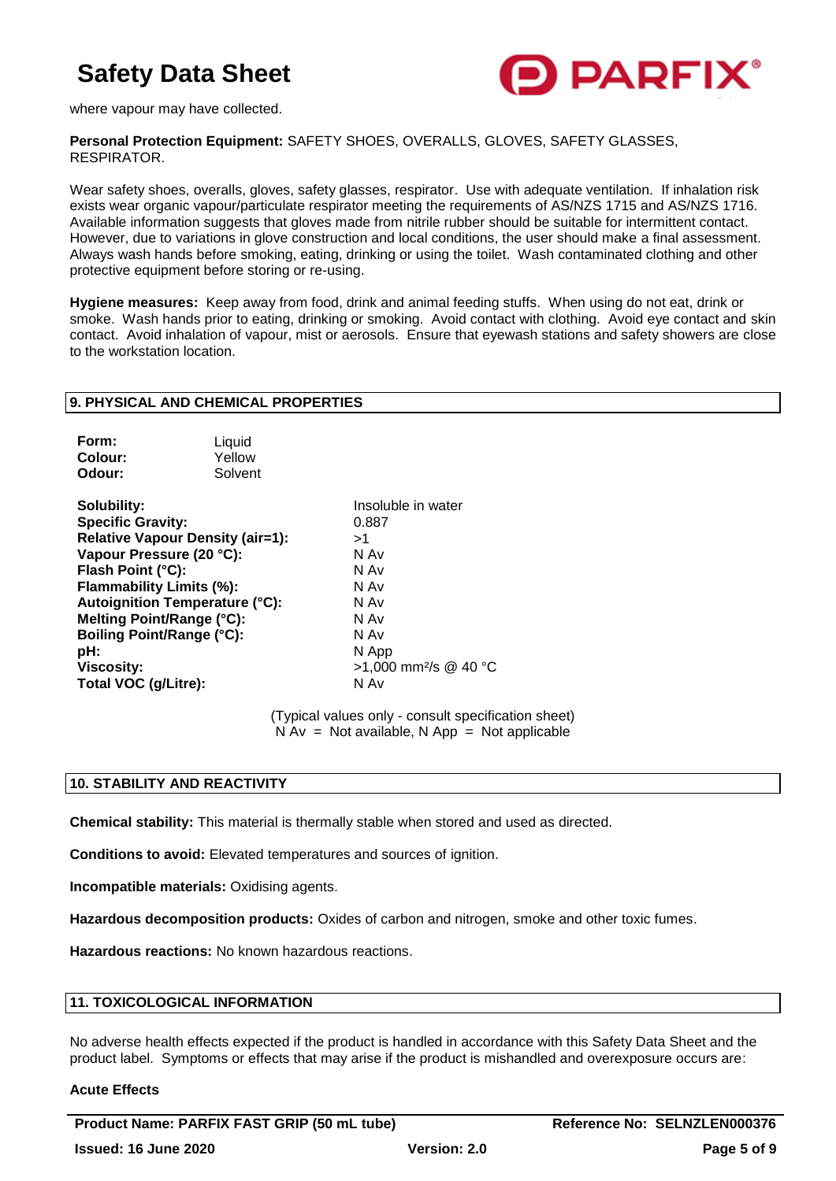where vapour may have collected.

**Personal Protection Equipment:** SAFETY SHOES, OVERALLS, GLOVES, SAFETY GLASSES, RESPIRATOR.

Wear safety shoes, overalls, gloves, safety glasses, respirator. Use with adequate ventilation. If inhalation risk exists wear organic vapour/particulate respirator meeting the requirements of AS/NZS 1715 and AS/NZS 1716. Available information suggests that gloves made from nitrile rubber should be suitable for intermittent contact. However, due to variations in glove construction and local conditions, the user should make a final assessment. Always wash hands before smoking, eating, drinking or using the toilet. Wash contaminated clothing and other protective equipment before storing or re-using.

**Hygiene measures:** Keep away from food, drink and animal feeding stuffs. When using do not eat, drink or smoke. Wash hands prior to eating, drinking or smoking. Avoid contact with clothing. Avoid eye contact and skin contact. Avoid inhalation of vapour, mist or aerosols. Ensure that eyewash stations and safety showers are close to the workstation location.

## 9. PHYSICAL AND CHEMICAL PROPERTIES

| | |
|---|---|
| **Form:** | Liquid |
| **Colour:** | Yellow |
| **Odour:** | Solvent |

| | |
|---|---|
| **Solubility:** | Insoluble in water |
| **Specific Gravity:** | 0.887 |
| **Relative Vapour Density (air=1):** | >1 |
| **Vapour Pressure (20 °C):** | N Av |
| **Flash Point (°C):** | N Av |
| **Flammability Limits (%):** | N Av |
| **Autoignition Temperature (°C):** | N Av |
| **Melting Point/Range (°C):** | N Av |
| **Boiling Point/Range (°C):** | N Av |
| **pH:** | N App |
| **Viscosity:** | >1,000 $mm^2/s$ @ 40 °C |
| **Total VOC (g/Litre):** | N Av |

(Typical values only - consult specification sheet)
N Av = Not available, N App = Not applicable

## 10. STABILITY AND REACTIVITY

**Chemical stability:** This material is thermally stable when stored and used as directed.

**Conditions to avoid:** Elevated temperatures and sources of ignition.

**Incompatible materials:** Oxidising agents.

**Hazardous decomposition products:** Oxides of carbon and nitrogen, smoke and other toxic fumes.

**Hazardous reactions:** No known hazardous reactions.

## 11. TOXICOLOGICAL INFORMATION

No adverse health effects expected if the product is handled in accordance with this Safety Data Sheet and the product label. Symptoms or effects that may arise if the product is mishandled and overexposure occurs are:

**Acute Effects**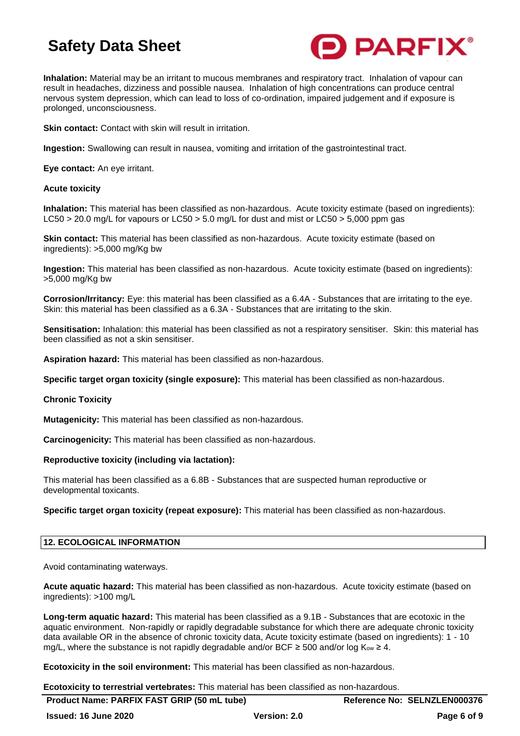**Inhalation:** Material may be an irritant to mucous membranes and respiratory tract. Inhalation of vapour can result in headaches, dizziness and possible nausea. Inhalation of high concentrations can produce central nervous system depression, which can lead to loss of co-ordination, impaired judgement and if exposure is prolonged, unconsciousness.

**Skin contact:** Contact with skin will result in irritation.

**Ingestion:** Swallowing can result in nausea, vomiting and irritation of the gastrointestinal tract.

**Eye contact:** An eye irritant.

**Acute toxicity**

**Inhalation:** This material has been classified as non-hazardous. Acute toxicity estimate (based on ingredients): LC50 > 20.0 mg/L for vapours or LC50 > 5.0 mg/L for dust and mist or LC50 > 5,000 ppm gas

**Skin contact:** This material has been classified as non-hazardous. Acute toxicity estimate (based on ingredients): >5,000 mg/Kg bw

**Ingestion:** This material has been classified as non-hazardous. Acute toxicity estimate (based on ingredients): >5,000 mg/Kg bw

**Corrosion/Irritancy:** Eye: this material has been classified as a 6.4A - Substances that are irritating to the eye. Skin: this material has been classified as a 6.3A - Substances that are irritating to the skin.

**Sensitisation:** Inhalation: this material has been classified as not a respiratory sensitiser. Skin: this material has been classified as not a skin sensitiser.

**Aspiration hazard:** This material has been classified as non-hazardous.

**Specific target organ toxicity (single exposure):** This material has been classified as non-hazardous.

**Chronic Toxicity**

**Mutagenicity:** This material has been classified as non-hazardous.

**Carcinogenicity:** This material has been classified as non-hazardous.

**Reproductive toxicity (including via lactation):**

This material has been classified as a 6.8B - Substances that are suspected human reproductive or developmental toxicants.

**Specific target organ toxicity (repeat exposure):** This material has been classified as non-hazardous.

## 12. ECOLOGICAL INFORMATION

Avoid contaminating waterways.

**Acute aquatic hazard:** This material has been classified as non-hazardous. Acute toxicity estimate (based on ingredients): >100 mg/L

**Long-term aquatic hazard:** This material has been classified as a 9.1B - Substances that are ecotoxic in the aquatic environment. Non-rapidly or rapidly degradable substance for which there are adequate chronic toxicity data available OR in the absence of chronic toxicity data, Acute toxicity estimate (based on ingredients): 1 - 10 mg/L, where the substance is not rapidly degradable and/or BCF ≥ 500 and/or log $K_{ow}$ ≥ 4.

**Ecotoxicity in the soil environment:** This material has been classified as non-hazardous.

**Ecotoxicity to terrestrial vertebrates:** This material has been classified as non-hazardous.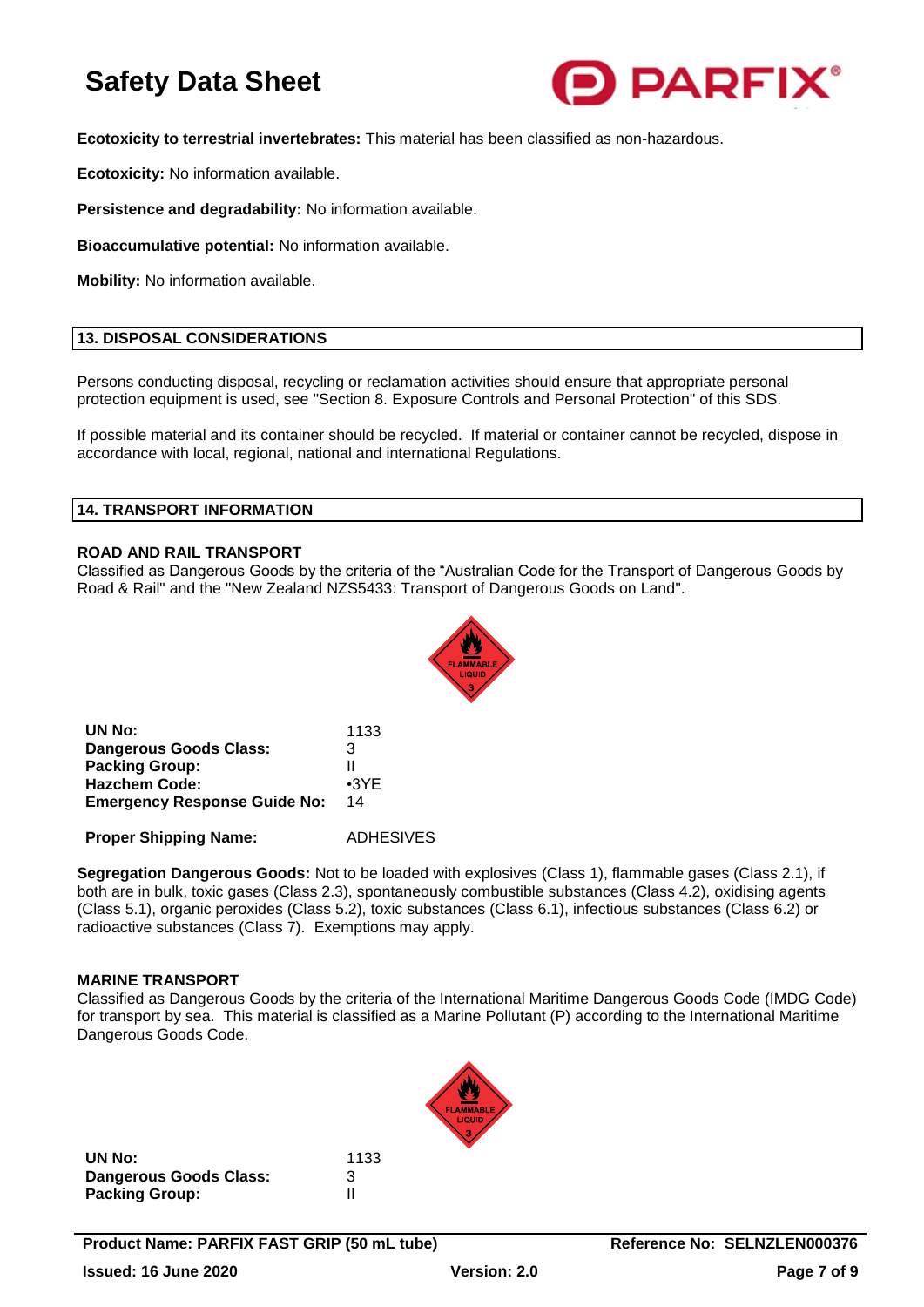**Ecotoxicity to terrestrial invertebrates:** This material has been classified as non-hazardous.

**Ecotoxicity:** No information available.

**Persistence and degradability:** No information available.

**Bioaccumulative potential:** No information available.

**Mobility:** No information available.

## 13. DISPOSAL CONSIDERATIONS

Persons conducting disposal, recycling or reclamation activities should ensure that appropriate personal protection equipment is used, see "Section 8. Exposure Controls and Personal Protection" of this SDS.

If possible material and its container should be recycled. If material or container cannot be recycled, dispose in accordance with local, regional, national and international Regulations.

## 14. TRANSPORT INFORMATION

### ROAD AND RAIL TRANSPORT

Classified as Dangerous Goods by the criteria of the "Australian Code for the Transport of Dangerous Goods by Road & Rail" and the "New Zealand NZS5433: Transport of Dangerous Goods on Land".

| | |
|---|---|
| **UN No:** | 1133 |
| **Dangerous Goods Class:** | 3 |
| **Packing Group:** | II |
| **Hazchem Code:** | •3YE |
| **Emergency Response Guide No:** | 14 |
| **Proper Shipping Name:** | ADHESIVES |

**Segregation Dangerous Goods:** Not to be loaded with explosives (Class 1), flammable gases (Class 2.1), if both are in bulk, toxic gases (Class 2.3), spontaneously combustible substances (Class 4.2), oxidising agents (Class 5.1), organic peroxides (Class 5.2), toxic substances (Class 6.1), infectious substances (Class 6.2) or radioactive substances (Class 7). Exemptions may apply.

### MARINE TRANSPORT

Classified as Dangerous Goods by the criteria of the International Maritime Dangerous Goods Code (IMDG Code) for transport by sea. This material is classified as a Marine Pollutant (P) according to the International Maritime Dangerous Goods Code.

| | |
|---|---|
| **UN No:** | 1133 |
| **Dangerous Goods Class:** | 3 |
| **Packing Group:** | II |

**Product Name: PARFIX FAST GRIP (50 mL tube)** | **Reference No: SELNZLEN000376**

**Issued: 16 June 2020** | **Version: 2.0**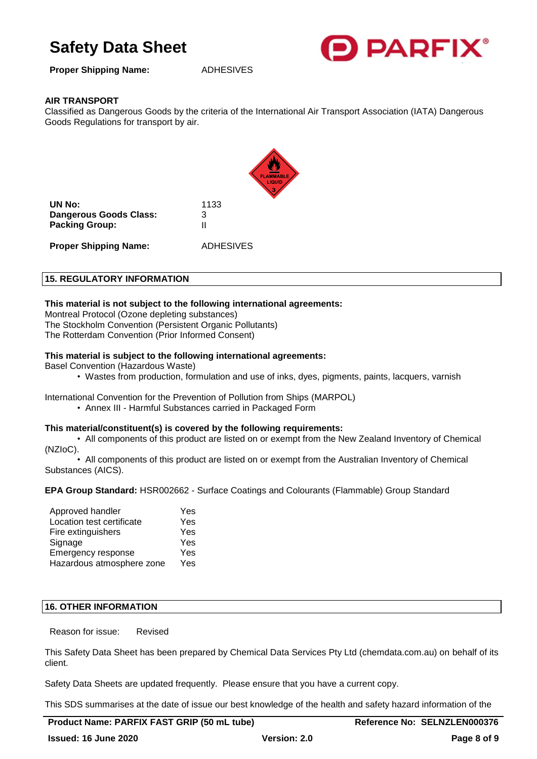**Proper Shipping Name:** ADHESIVES

**AIR TRANSPORT**

Classified as Dangerous Goods by the criteria of the International Air Transport Association (IATA) Dangerous Goods Regulations for transport by air.

| | |
|---|---|
| **UN No:** | 1133 |
| **Dangerous Goods Class:** | 3 |
| **Packing Group:** | II |
| **Proper Shipping Name:** | ADHESIVES |

## 15. REGULATORY INFORMATION

**This material is not subject to the following international agreements:**

Montreal Protocol (Ozone depleting substances)
The Stockholm Convention (Persistent Organic Pollutants)
The Rotterdam Convention (Prior Informed Consent)

**This material is subject to the following international agreements:**

Basel Convention (Hazardous Waste)

- Wastes from production, formulation and use of inks, dyes, pigments, paints, lacquers, varnish

International Convention for the Prevention of Pollution from Ships (MARPOL)

- Annex III - Harmful Substances carried in Packaged Form

**This material/constituent(s) is covered by the following requirements:**

- All components of this product are listed on or exempt from the New Zealand Inventory of Chemical (NZIoC).
- All components of this product are listed on or exempt from the Australian Inventory of Chemical Substances (AICS).

**EPA Group Standard:** HSR002662 - Surface Coatings and Colourants (Flammable) Group Standard

| | |
|---|---|
| Approved handler | Yes |
| Location test certificate | Yes |
| Fire extinguishers | Yes |
| Signage | Yes |
| Emergency response | Yes |
| Hazardous atmosphere zone | Yes |

## 16. OTHER INFORMATION

Reason for issue: Revised

This Safety Data Sheet has been prepared by Chemical Data Services Pty Ltd (chemdata.com.au) on behalf of its client.

Safety Data Sheets are updated frequently. Please ensure that you have a current copy.

This SDS summarises at the date of issue our best knowledge of the health and safety hazard information of the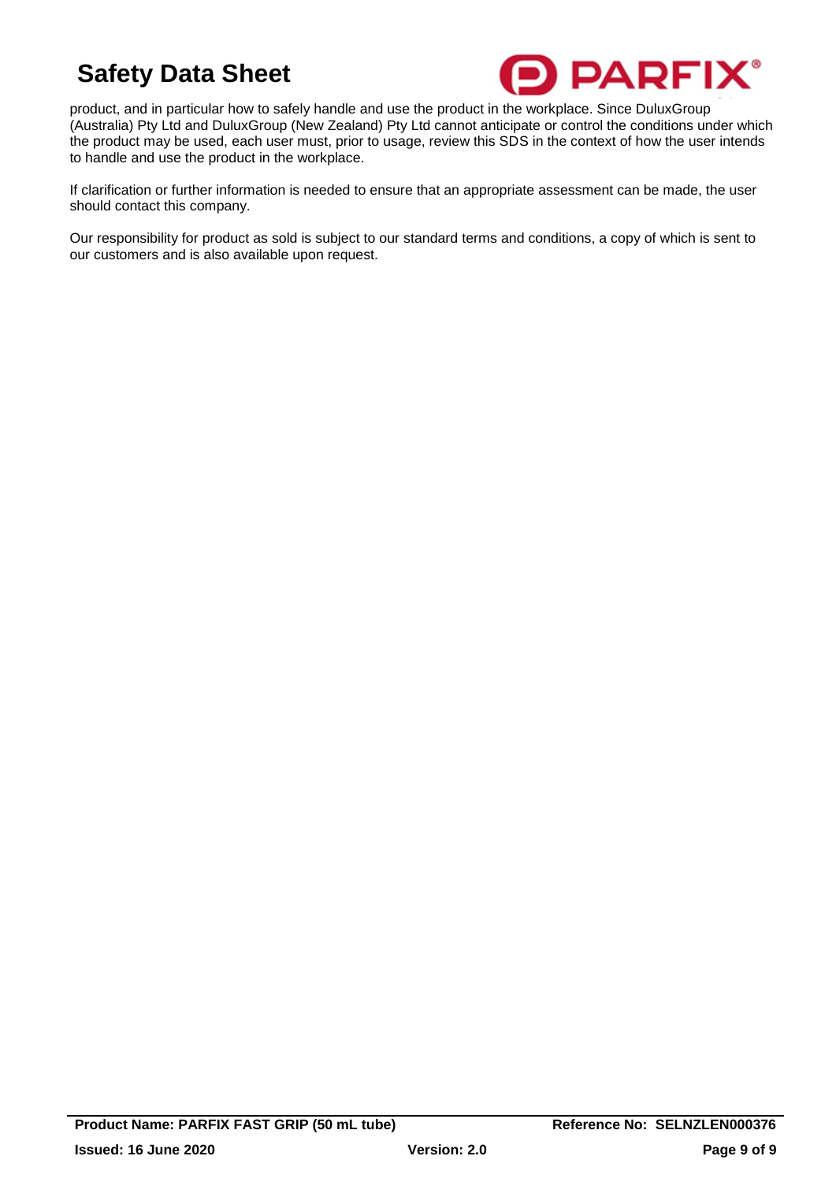product, and in particular how to safely handle and use the product in the workplace. Since DuluxGroup (Australia) Pty Ltd and DuluxGroup (New Zealand) Pty Ltd cannot anticipate or control the conditions under which the product may be used, each user must, prior to usage, review this SDS in the context of how the user intends to handle and use the product in the workplace.

If clarification or further information is needed to ensure that an appropriate assessment can be made, the user should contact this company.

Our responsibility for product as sold is subject to our standard terms and conditions, a copy of which is sent to our customers and is also available upon request.